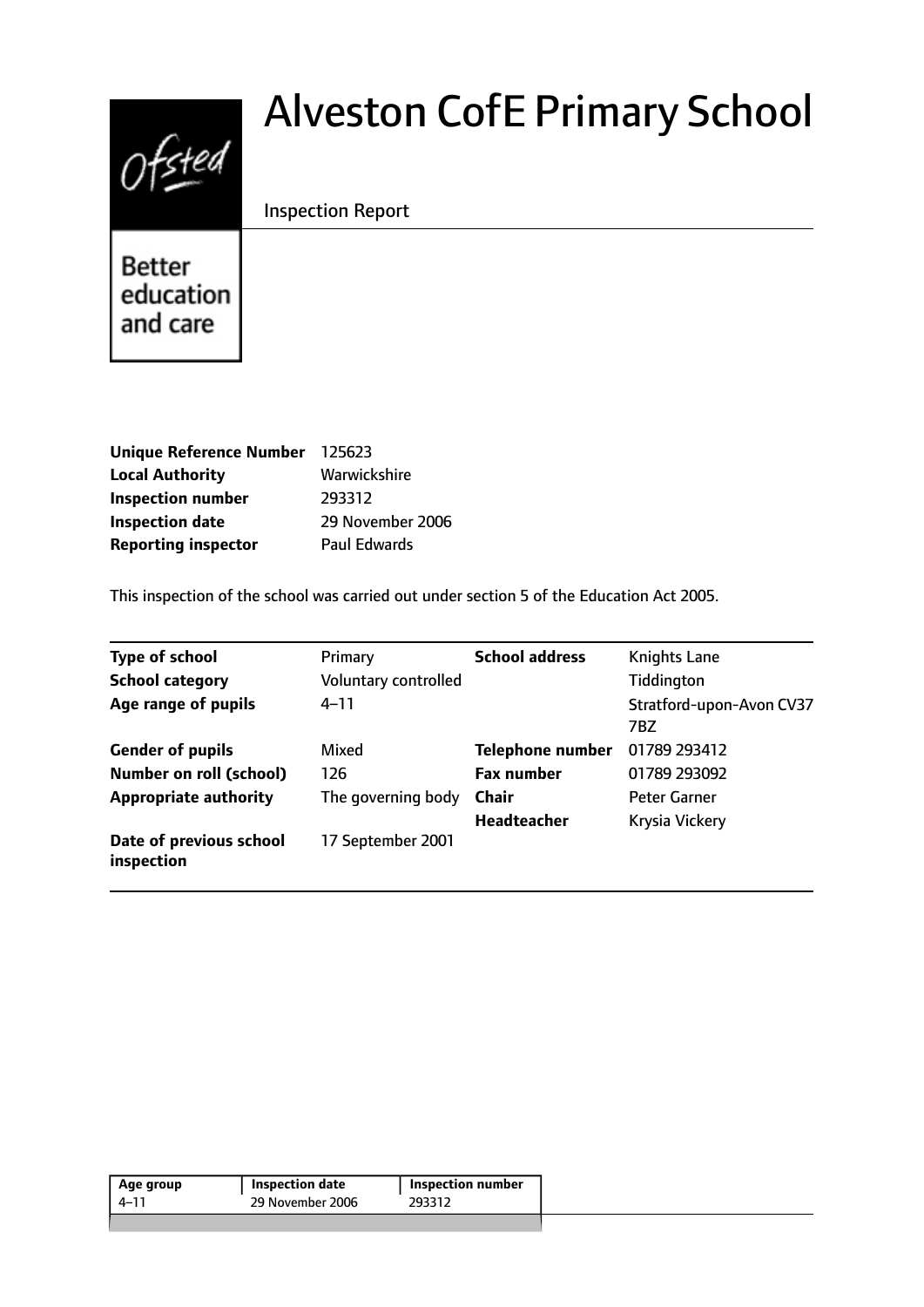# Alveston CofE Primary School

Inspection Report

Better education and care

| | |
|---|---|
| **Unique Reference Number** | 125623 |
| **Local Authority** | Warwickshire |
| **Inspection number** | 293312 |
| **Inspection date** | 29 November 2006 |
| **Reporting inspector** | Paul Edwards |

This inspection of the school was carried out under section 5 of the Education Act 2005.

| | | | |
|---|---|---|---|
| **Type of school** | Primary | **School address** | Knights Lane |
| **School category** | Voluntary controlled | | Tiddington |
| **Age range of pupils** | 4–11 | | Stratford-upon-Avon CV37 7BZ |
| **Gender of pupils** | Mixed | **Telephone number** | 01789 293412 |
| **Number on roll (school)** | 126 | **Fax number** | 01789 293092 |
| **Appropriate authority** | The governing body | **Chair** | Peter Garner |
| | | **Headteacher** | Krysia Vickery |
| **Date of previous school inspection** | 17 September 2001 | | |

| Age group | Inspection date | Inspection number |
|---|---|---|
| 4–11 | 29 November 2006 | 293312 |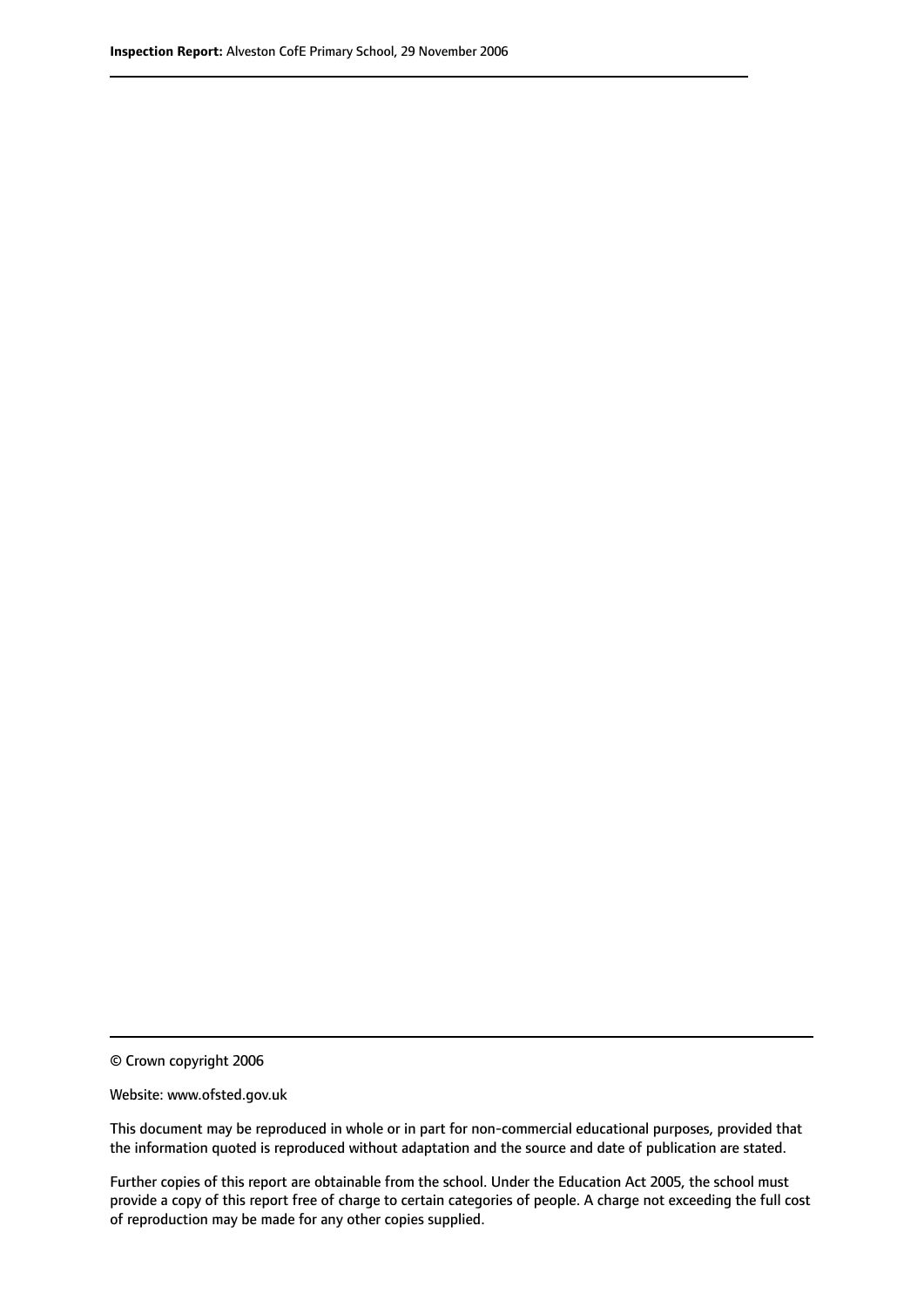© Crown copyright 2006

Website: www.ofsted.gov.uk

This document may be reproduced in whole or in part for non-commercial educational purposes, provided that the information quoted is reproduced without adaptation and the source and date of publication are stated.

Further copies of this report are obtainable from the school. Under the Education Act 2005, the school must provide a copy of this report free of charge to certain categories of people. A charge not exceeding the full cost of reproduction may be made for any other copies supplied.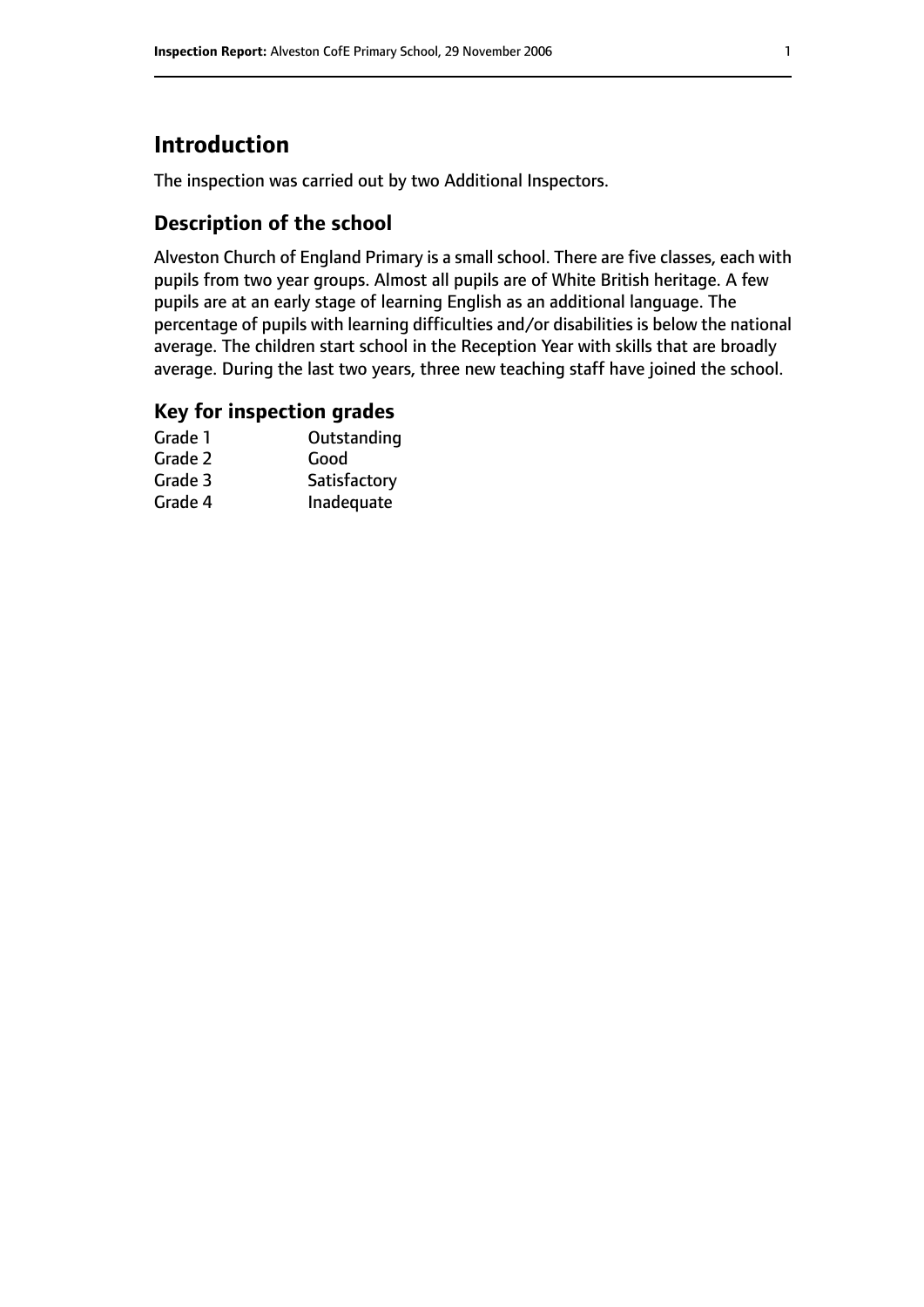# Introduction

The inspection was carried out by two Additional Inspectors.

## Description of the school

Alveston Church of England Primary is a small school. There are five classes, each with pupils from two year groups. Almost all pupils are of White British heritage. A few pupils are at an early stage of learning English as an additional language. The percentage of pupils with learning difficulties and/or disabilities is below the national average. The children start school in the Reception Year with skills that are broadly average. During the last two years, three new teaching staff have joined the school.

## Key for inspection grades

| | |
|---|---|
| Grade 1 | Outstanding |
| Grade 2 | Good |
| Grade 3 | Satisfactory |
| Grade 4 | Inadequate |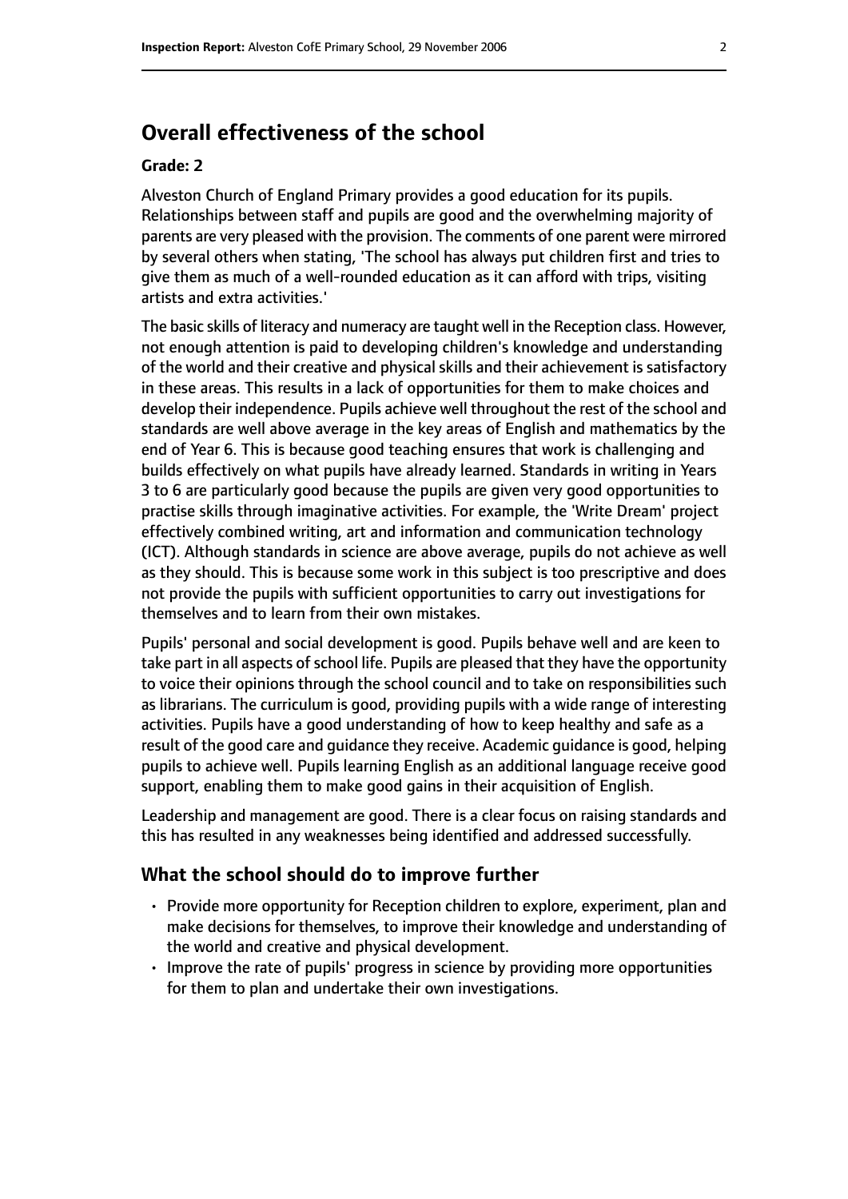## Overall effectiveness of the school

### Grade: 2

Alveston Church of England Primary provides a good education for its pupils. Relationships between staff and pupils are good and the overwhelming majority of parents are very pleased with the provision. The comments of one parent were mirrored by several others when stating, 'The school has always put children first and tries to give them as much of a well-rounded education as it can afford with trips, visiting artists and extra activities.'

The basic skills of literacy and numeracy are taught well in the Reception class. However, not enough attention is paid to developing children's knowledge and understanding of the world and their creative and physical skills and their achievement is satisfactory in these areas. This results in a lack of opportunities for them to make choices and develop their independence. Pupils achieve well throughout the rest of the school and standards are well above average in the key areas of English and mathematics by the end of Year 6. This is because good teaching ensures that work is challenging and builds effectively on what pupils have already learned. Standards in writing in Years 3 to 6 are particularly good because the pupils are given very good opportunities to practise skills through imaginative activities. For example, the 'Write Dream' project effectively combined writing, art and information and communication technology (ICT). Although standards in science are above average, pupils do not achieve as well as they should. This is because some work in this subject is too prescriptive and does not provide the pupils with sufficient opportunities to carry out investigations for themselves and to learn from their own mistakes.

Pupils' personal and social development is good. Pupils behave well and are keen to take part in all aspects of school life. Pupils are pleased that they have the opportunity to voice their opinions through the school council and to take on responsibilities such as librarians. The curriculum is good, providing pupils with a wide range of interesting activities. Pupils have a good understanding of how to keep healthy and safe as a result of the good care and guidance they receive. Academic guidance is good, helping pupils to achieve well. Pupils learning English as an additional language receive good support, enabling them to make good gains in their acquisition of English.

Leadership and management are good. There is a clear focus on raising standards and this has resulted in any weaknesses being identified and addressed successfully.

### What the school should do to improve further

- Provide more opportunity for Reception children to explore, experiment, plan and make decisions for themselves, to improve their knowledge and understanding of the world and creative and physical development.
- Improve the rate of pupils' progress in science by providing more opportunities for them to plan and undertake their own investigations.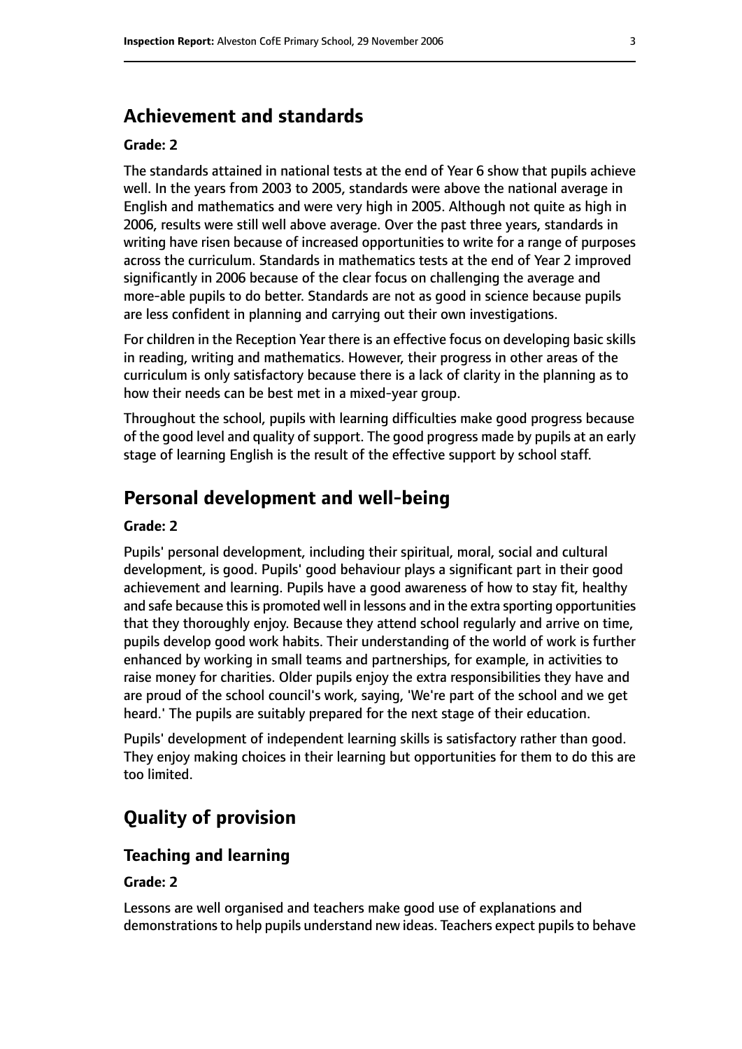## Achievement and standards

**Grade: 2**

The standards attained in national tests at the end of Year 6 show that pupils achieve well. In the years from 2003 to 2005, standards were above the national average in English and mathematics and were very high in 2005. Although not quite as high in 2006, results were still well above average. Over the past three years, standards in writing have risen because of increased opportunities to write for a range of purposes across the curriculum. Standards in mathematics tests at the end of Year 2 improved significantly in 2006 because of the clear focus on challenging the average and more-able pupils to do better. Standards are not as good in science because pupils are less confident in planning and carrying out their own investigations.

For children in the Reception Year there is an effective focus on developing basic skills in reading, writing and mathematics. However, their progress in other areas of the curriculum is only satisfactory because there is a lack of clarity in the planning as to how their needs can be best met in a mixed-year group.

Throughout the school, pupils with learning difficulties make good progress because of the good level and quality of support. The good progress made by pupils at an early stage of learning English is the result of the effective support by school staff.

## Personal development and well-being

**Grade: 2**

Pupils' personal development, including their spiritual, moral, social and cultural development, is good. Pupils' good behaviour plays a significant part in their good achievement and learning. Pupils have a good awareness of how to stay fit, healthy and safe because this is promoted well in lessons and in the extra sporting opportunities that they thoroughly enjoy. Because they attend school regularly and arrive on time, pupils develop good work habits. Their understanding of the world of work is further enhanced by working in small teams and partnerships, for example, in activities to raise money for charities. Older pupils enjoy the extra responsibilities they have and are proud of the school council's work, saying, 'We're part of the school and we get heard.' The pupils are suitably prepared for the next stage of their education.

Pupils' development of independent learning skills is satisfactory rather than good. They enjoy making choices in their learning but opportunities for them to do this are too limited.

## Quality of provision

### Teaching and learning

**Grade: 2**

Lessons are well organised and teachers make good use of explanations and demonstrations to help pupils understand new ideas. Teachers expect pupils to behave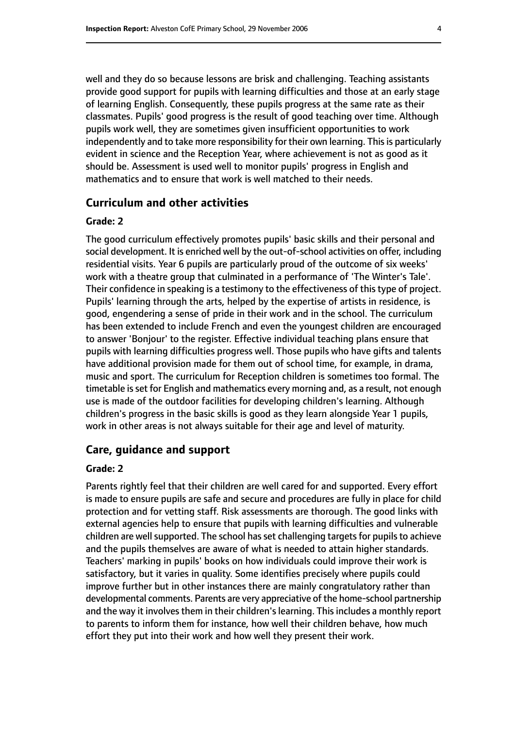well and they do so because lessons are brisk and challenging. Teaching assistants provide good support for pupils with learning difficulties and those at an early stage of learning English. Consequently, these pupils progress at the same rate as their classmates. Pupils' good progress is the result of good teaching over time. Although pupils work well, they are sometimes given insufficient opportunities to work independently and to take more responsibility for their own learning. This is particularly evident in science and the Reception Year, where achievement is not as good as it should be. Assessment is used well to monitor pupils' progress in English and mathematics and to ensure that work is well matched to their needs.

## Curriculum and other activities

#### Grade: 2

The good curriculum effectively promotes pupils' basic skills and their personal and social development. It is enriched well by the out-of-school activities on offer, including residential visits. Year 6 pupils are particularly proud of the outcome of six weeks' work with a theatre group that culminated in a performance of 'The Winter's Tale'. Their confidence in speaking is a testimony to the effectiveness of this type of project. Pupils' learning through the arts, helped by the expertise of artists in residence, is good, engendering a sense of pride in their work and in the school. The curriculum has been extended to include French and even the youngest children are encouraged to answer 'Bonjour' to the register. Effective individual teaching plans ensure that pupils with learning difficulties progress well. Those pupils who have gifts and talents have additional provision made for them out of school time, for example, in drama, music and sport. The curriculum for Reception children is sometimes too formal. The timetable is set for English and mathematics every morning and, as a result, not enough use is made of the outdoor facilities for developing children's learning. Although children's progress in the basic skills is good as they learn alongside Year 1 pupils, work in other areas is not always suitable for their age and level of maturity.

## Care, guidance and support

#### Grade: 2

Parents rightly feel that their children are well cared for and supported. Every effort is made to ensure pupils are safe and secure and procedures are fully in place for child protection and for vetting staff. Risk assessments are thorough. The good links with external agencies help to ensure that pupils with learning difficulties and vulnerable children are well supported. The school has set challenging targets for pupils to achieve and the pupils themselves are aware of what is needed to attain higher standards. Teachers' marking in pupils' books on how individuals could improve their work is satisfactory, but it varies in quality. Some identifies precisely where pupils could improve further but in other instances there are mainly congratulatory rather than developmental comments. Parents are very appreciative of the home-school partnership and the way it involves them in their children's learning. This includes a monthly report to parents to inform them for instance, how well their children behave, how much effort they put into their work and how well they present their work.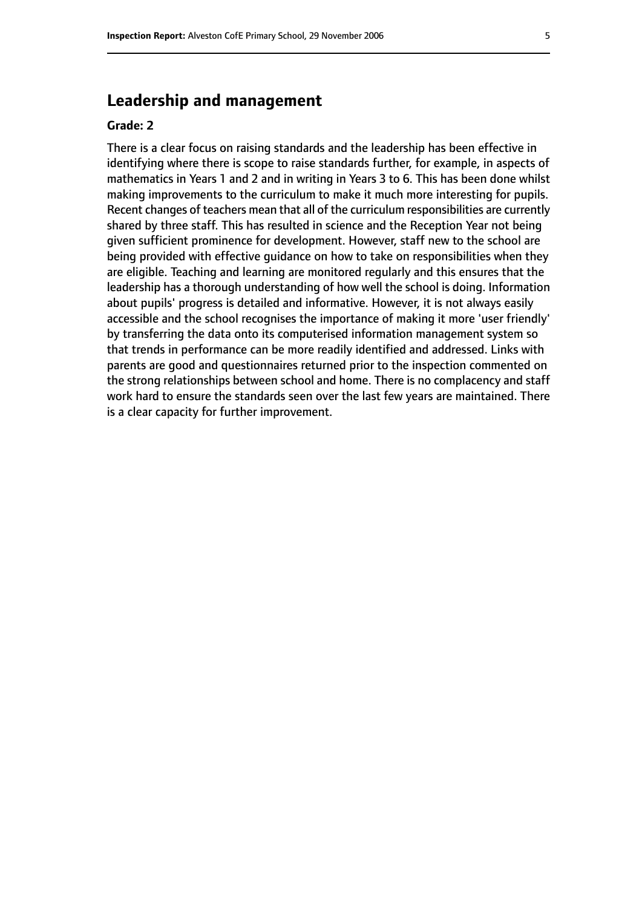## Leadership and management

**Grade: 2**

There is a clear focus on raising standards and the leadership has been effective in identifying where there is scope to raise standards further, for example, in aspects of mathematics in Years 1 and 2 and in writing in Years 3 to 6. This has been done whilst making improvements to the curriculum to make it much more interesting for pupils. Recent changes of teachers mean that all of the curriculum responsibilities are currently shared by three staff. This has resulted in science and the Reception Year not being given sufficient prominence for development. However, staff new to the school are being provided with effective guidance on how to take on responsibilities when they are eligible. Teaching and learning are monitored regularly and this ensures that the leadership has a thorough understanding of how well the school is doing. Information about pupils' progress is detailed and informative. However, it is not always easily accessible and the school recognises the importance of making it more 'user friendly' by transferring the data onto its computerised information management system so that trends in performance can be more readily identified and addressed. Links with parents are good and questionnaires returned prior to the inspection commented on the strong relationships between school and home. There is no complacency and staff work hard to ensure the standards seen over the last few years are maintained. There is a clear capacity for further improvement.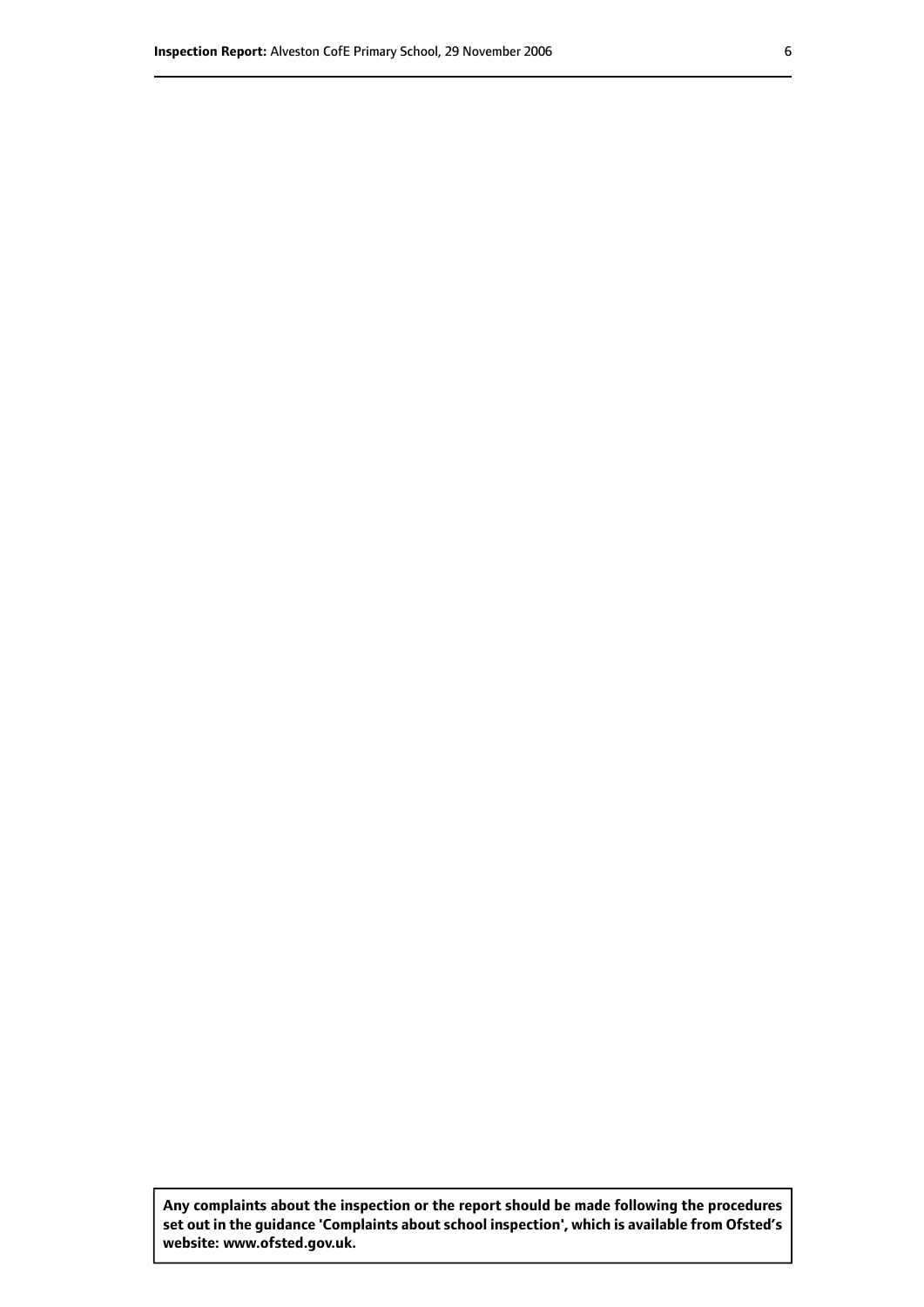**Any complaints about the inspection or the report should be made following the procedures set out in the guidance 'Complaints about school inspection', which is available from Ofsted's website: www.ofsted.gov.uk.**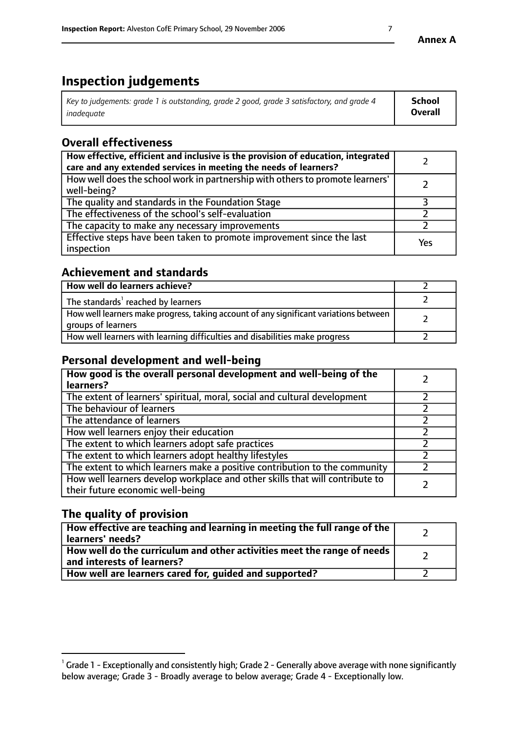**Annex A**

# Inspection judgements

| *Key to judgements: grade 1 is outstanding, grade 2 good, grade 3 satisfactory, and grade 4 inadequate* | **School Overall** |
|---|---|

## Overall effectiveness

| | |
|---|---|
| **How effective, efficient and inclusive is the provision of education, integrated care and any extended services in meeting the needs of learners?** | 2 |
| How well does the school work in partnership with others to promote learners' well-being? | 2 |
| The quality and standards in the Foundation Stage | 3 |
| The effectiveness of the school's self-evaluation | 2 |
| The capacity to make any necessary improvements | 2 |
| Effective steps have been taken to promote improvement since the last inspection | Yes |

## Achievement and standards

| | |
|---|---|
| **How well do learners achieve?** | 2 |
| The standards[1] reached by learners | 2 |
| How well learners make progress, taking account of any significant variations between groups of learners | 2 |
| How well learners with learning difficulties and disabilities make progress | 2 |

## Personal development and well-being

| | |
|---|---|
| **How good is the overall personal development and well-being of the learners?** | 2 |
| The extent of learners' spiritual, moral, social and cultural development | 2 |
| The behaviour of learners | 2 |
| The attendance of learners | 2 |
| How well learners enjoy their education | 2 |
| The extent to which learners adopt safe practices | 2 |
| The extent to which learners adopt healthy lifestyles | 2 |
| The extent to which learners make a positive contribution to the community | 2 |
| How well learners develop workplace and other skills that will contribute to their future economic well-being | 2 |

## The quality of provision

| | |
|---|---|
| **How effective are teaching and learning in meeting the full range of the learners' needs?** | 2 |
| **How well do the curriculum and other activities meet the range of needs and interests of learners?** | 2 |
| **How well are learners cared for, guided and supported?** | 2 |

[1] Grade 1 - Exceptionally and consistently high; Grade 2 - Generally above average with none significantly below average; Grade 3 - Broadly average to below average; Grade 4 - Exceptionally low.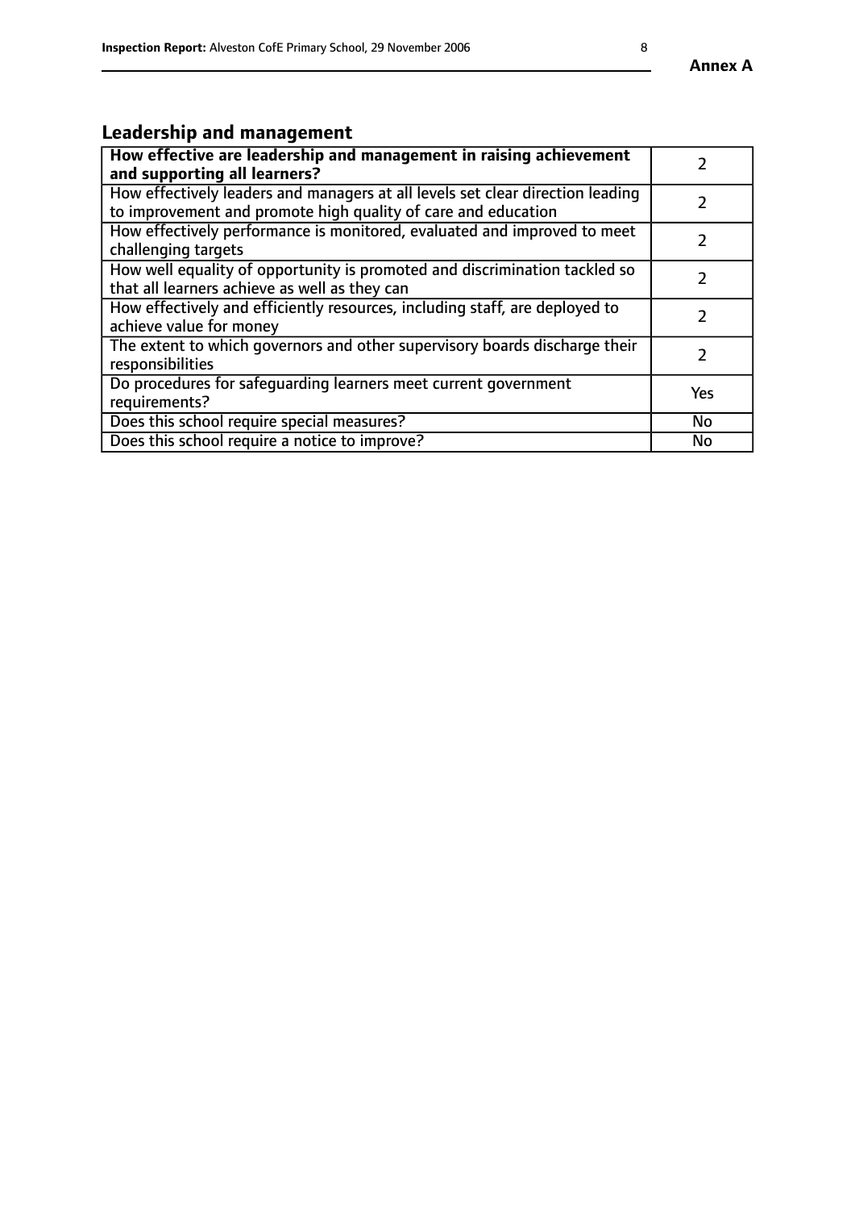Annex A

## Leadership and management

| **How effective are leadership and management in raising achievement and supporting all learners?** | 2 |
|---|---|
| How effectively leaders and managers at all levels set clear direction leading to improvement and promote high quality of care and education | 2 |
| How effectively performance is monitored, evaluated and improved to meet challenging targets | 2 |
| How well equality of opportunity is promoted and discrimination tackled so that all learners achieve as well as they can | 2 |
| How effectively and efficiently resources, including staff, are deployed to achieve value for money | 2 |
| The extent to which governors and other supervisory boards discharge their responsibilities | 2 |
| Do procedures for safeguarding learners meet current government requirements? | Yes |
| Does this school require special measures? | No |
| Does this school require a notice to improve? | No |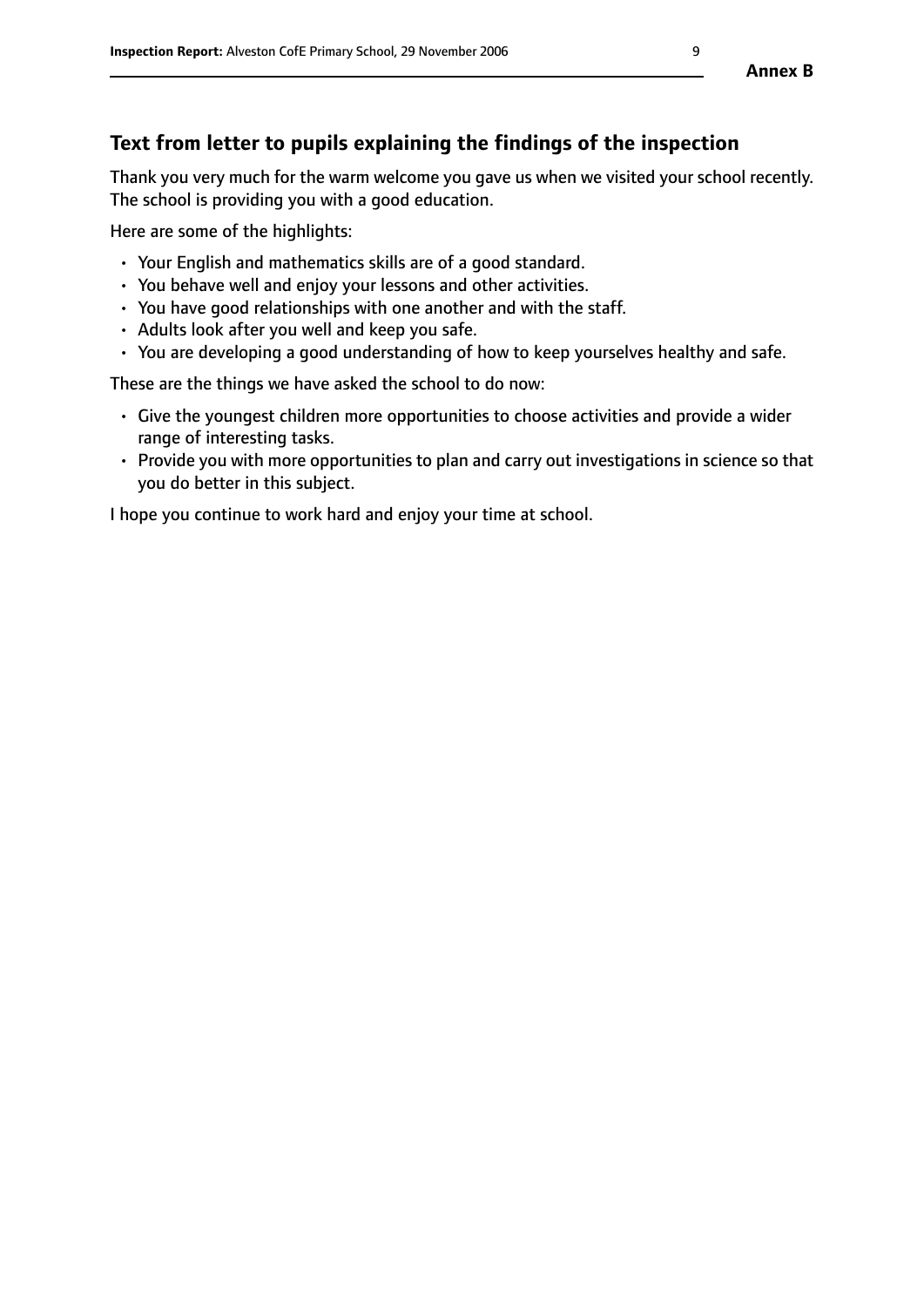## Text from letter to pupils explaining the findings of the inspection

Thank you very much for the warm welcome you gave us when we visited your school recently. The school is providing you with a good education.

Here are some of the highlights:

- Your English and mathematics skills are of a good standard.
- You behave well and enjoy your lessons and other activities.
- You have good relationships with one another and with the staff.
- Adults look after you well and keep you safe.
- You are developing a good understanding of how to keep yourselves healthy and safe.

These are the things we have asked the school to do now:

- Give the youngest children more opportunities to choose activities and provide a wider range of interesting tasks.
- Provide you with more opportunities to plan and carry out investigations in science so that you do better in this subject.

I hope you continue to work hard and enjoy your time at school.